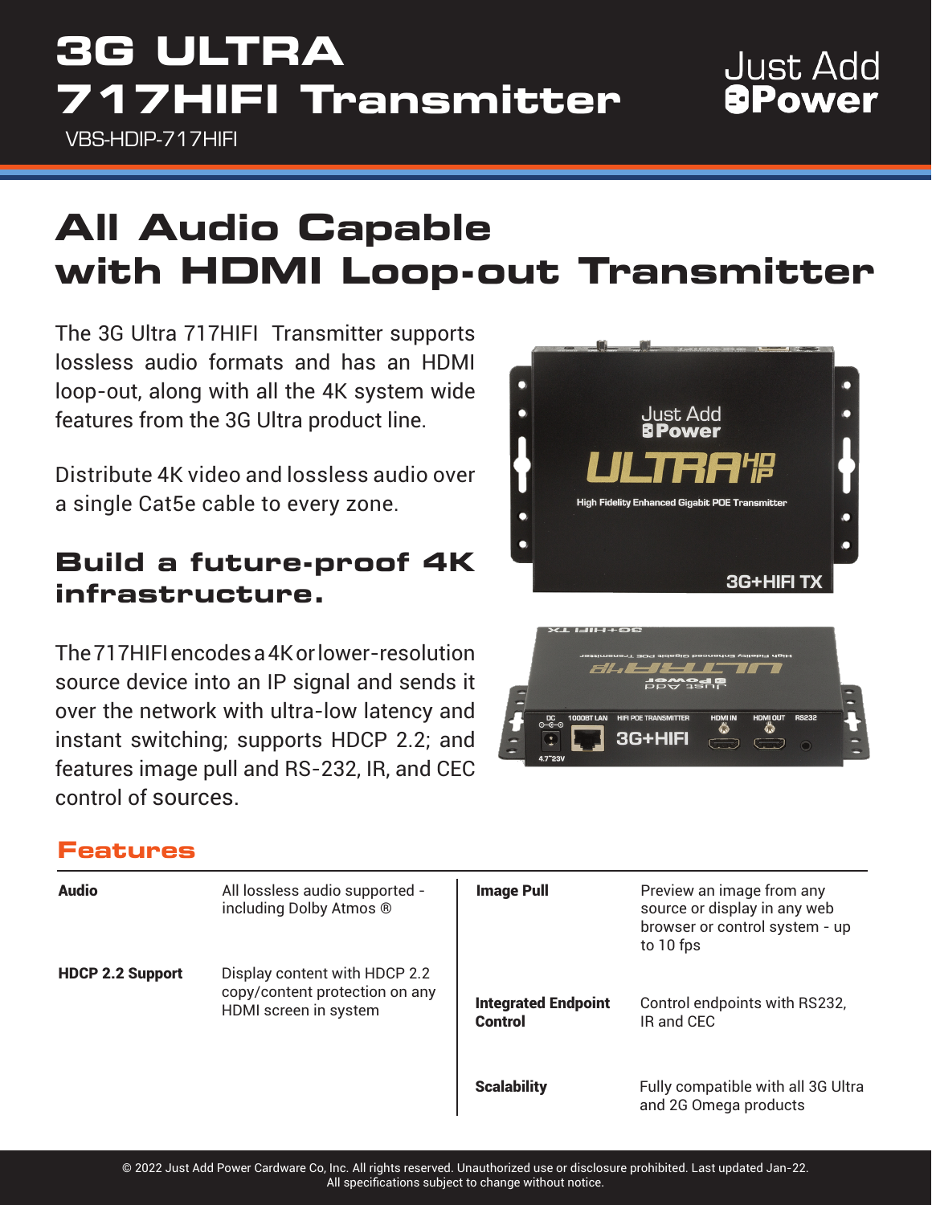# 3G ULTRA 717HIFI Transmitter

VBS-HDIP-717HIFI

Just Add Power

## All Audio Capable with HDMI Loop-out Transmitter

The 3G Ultra 717HIFI Transmitter supports lossless audio formats and has an HDMI loop-out, along with all the 4K system wide features from the 3G Ultra product line.

Distribute 4K video and lossless audio over a single Cat5e cable to every zone.

### Build a future-proof 4K infrastructure.

The 717HIFI encodes a 4K or lower-resolution source device into an IP signal and sends it over the network with ultra-low latency and instant switching; supports HDCP 2.2; and features image pull and RS-232, IR, and CEC control of sources.

### Features

| | | | |
|---|---|---|---|
| **Audio** | All lossless audio supported - including Dolby Atmos ® | **Image Pull** | Preview an image from any source or display in any web browser or control system - up to 10 fps |
| **HDCP 2.2 Support** | Display content with HDCP 2.2 copy/content protection on any HDMI screen in system | **Integrated Endpoint Control** | Control endpoints with RS232, IR and CEC |
| | | **Scalability** | Fully compatible with all 3G Ultra and 2G Omega products |

© 2022 Just Add Power Cardware Co, Inc. All rights reserved. Unauthorized use or disclosure prohibited. Last updated Jan-22.
All specifications subject to change without notice.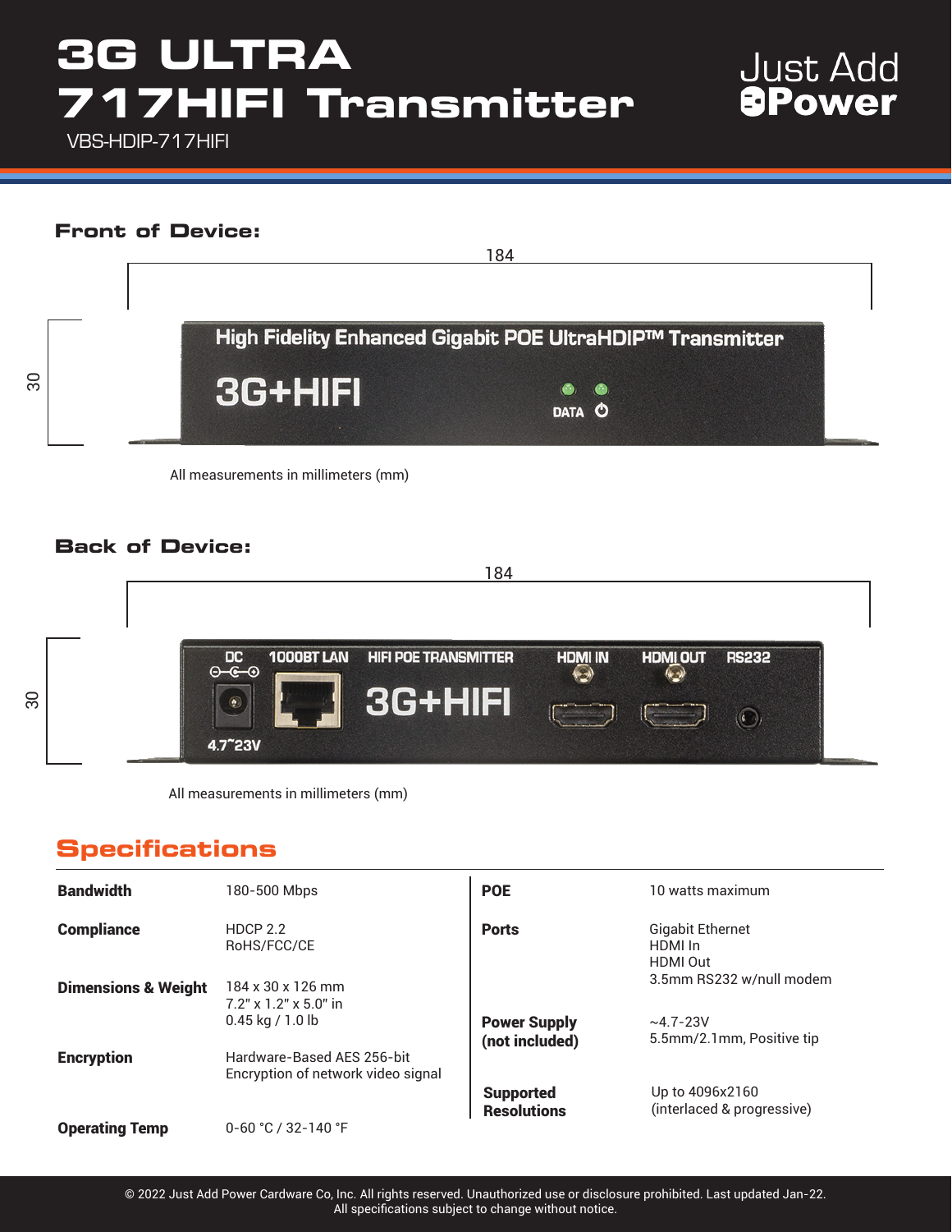# 3G ULTRA 717HIFI Transmitter

VBS-HDIP-717HIFI

Just Add Power

## Front of Device:

184

30

High Fidelity Enhanced Gigabit POE UltraHDIP™ Transmitter

3G+HIFI

DATA

All measurements in millimeters (mm)

## Back of Device:

184

30

DC

1000BT LAN

HIFI POE TRANSMITTER

HDMI IN

HDMI OUT

RS232

3G+HIFI

4.7~23V

All measurements in millimeters (mm)

## Specifications

| | | | |
|---|---|---|---|
| **Bandwidth** | 180-500 Mbps | **POE** | 10 watts maximum |
| **Compliance** | HDCP 2.2<br>RoHS/FCC/CE | **Ports** | Gigabit Ethernet<br>HDMI In<br>HDMI Out<br>3.5mm RS232 w/null modem |
| **Dimensions & Weight** | 184 x 30 x 126 mm<br>7.2" x 1.2" x 5.0" in<br>0.45 kg / 1.0 lb | **Power Supply (not included)** | ~4.7-23V<br>5.5mm/2.1mm, Positive tip |
| **Encryption** | Hardware-Based AES 256-bit<br>Encryption of network video signal | **Supported Resolutions** | Up to 4096x2160<br>(interlaced & progressive) |
| **Operating Temp** | 0-60 °C / 32-140 °F | | |

© 2022 Just Add Power Cardware Co, Inc. All rights reserved. Unauthorized use or disclosure prohibited. Last updated Jan-22.
All specifications subject to change without notice.